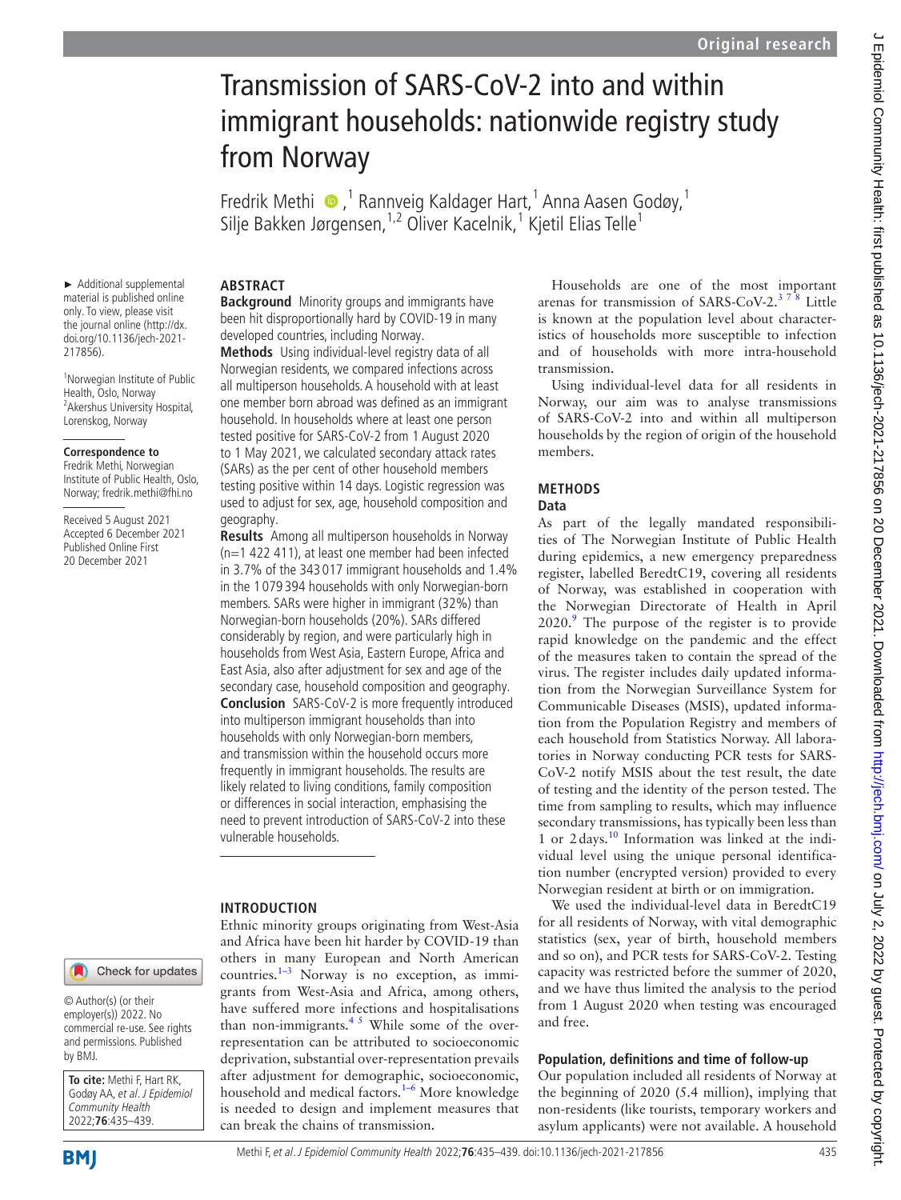# Transmission of SARS-CoV-2 into and within immigrant households: nationwide registry study from Norway

Fredrik Methi,[1] Rannveig Kaldager Hart,[1] Anna Aasen Godøy,[1] Silje Bakken Jørgensen,[1,2] Oliver Kacelnik,[1] Kjetil Elias Telle[1]

► Additional supplemental material is published online only. To view, please visit the journal online (http://dx.doi.org/10.1136/jech-2021-217856).

[1]Norwegian Institute of Public Health, Oslo, Norway
[2]Akershus University Hospital, Lorenskog, Norway

**Correspondence to**
Fredrik Methi, Norwegian Institute of Public Health, Oslo, Norway; fredrik.methi@fhi.no

Received 5 August 2021
Accepted 6 December 2021
Published Online First 20 December 2021

© Author(s) (or their employer(s)) 2022. No commercial re-use. See rights and permissions. Published by BMJ.

**To cite:** Methi F, Hart RK, Godøy AA, *et al*. *J Epidemiol Community Health* 2022;**76**:435–439.

## ABSTRACT

**Background** Minority groups and immigrants have been hit disproportionally hard by COVID-19 in many developed countries, including Norway.

**Methods** Using individual-level registry data of all Norwegian residents, we compared infections across all multiperson households. A household with at least one member born abroad was defined as an immigrant household. In households where at least one person tested positive for SARS-CoV-2 from 1 August 2020 to 1 May 2021, we calculated secondary attack rates (SARs) as the per cent of other household members testing positive within 14 days. Logistic regression was used to adjust for sex, age, household composition and geography.

**Results** Among all multiperson households in Norway (n=1 422 411), at least one member had been infected in 3.7% of the 343 017 immigrant households and 1.4% in the 1 079 394 households with only Norwegian-born members. SARs were higher in immigrant (32%) than Norwegian-born households (20%). SARs differed considerably by region, and were particularly high in households from West Asia, Eastern Europe, Africa and East Asia, also after adjustment for sex and age of the secondary case, household composition and geography.

**Conclusion** SARS-CoV-2 is more frequently introduced into multiperson immigrant households than into households with only Norwegian-born members, and transmission within the household occurs more frequently in immigrant households. The results are likely related to living conditions, family composition or differences in social interaction, emphasising the need to prevent introduction of SARS-CoV-2 into these vulnerable households.

## INTRODUCTION

Ethnic minority groups originating from West-Asia and Africa have been hit harder by COVID-19 than others in many European and North American countries.[1–3] Norway is no exception, as immigrants from West-Asia and Africa, among others, have suffered more infections and hospitalisations than non-immigrants.[4 5] While some of the over-representation can be attributed to socioeconomic deprivation, substantial over-representation prevails after adjustment for demographic, socioeconomic, household and medical factors.[1–6] More knowledge is needed to design and implement measures that can break the chains of transmission.

Households are one of the most important arenas for transmission of SARS-CoV-2.[3 7 8] Little is known at the population level about characteristics of households more susceptible to infection and of households with more intra-household transmission.

Using individual-level data for all residents in Norway, our aim was to analyse transmissions of SARS-CoV-2 into and within all multiperson households by the region of origin of the household members.

## METHODS

### Data

As part of the legally mandated responsibilities of The Norwegian Institute of Public Health during epidemics, a new emergency preparedness register, labelled BeredtC19, covering all residents of Norway, was established in cooperation with the Norwegian Directorate of Health in April 2020.[9] The purpose of the register is to provide rapid knowledge on the pandemic and the effect of the measures taken to contain the spread of the virus. The register includes daily updated information from the Norwegian Surveillance System for Communicable Diseases (MSIS), updated information from the Population Registry and members of each household from Statistics Norway. All laboratories in Norway conducting PCR tests for SARS-CoV-2 notify MSIS about the test result, the date of testing and the identity of the person tested. The time from sampling to results, which may influence secondary transmissions, has typically been less than 1 or 2 days.[10] Information was linked at the individual level using the unique personal identification number (encrypted version) provided to every Norwegian resident at birth or on immigration.

We used the individual-level data in BeredtC19 for all residents of Norway, with vital demographic statistics (sex, year of birth, household members and so on), and PCR tests for SARS-CoV-2. Testing capacity was restricted before the summer of 2020, and we have thus limited the analysis to the period from 1 August 2020 when testing was encouraged and free.

### Population, definitions and time of follow-up

Our population included all residents of Norway at the beginning of 2020 (5.4 million), implying that non-residents (like tourists, temporary workers and asylum applicants) were not available. A household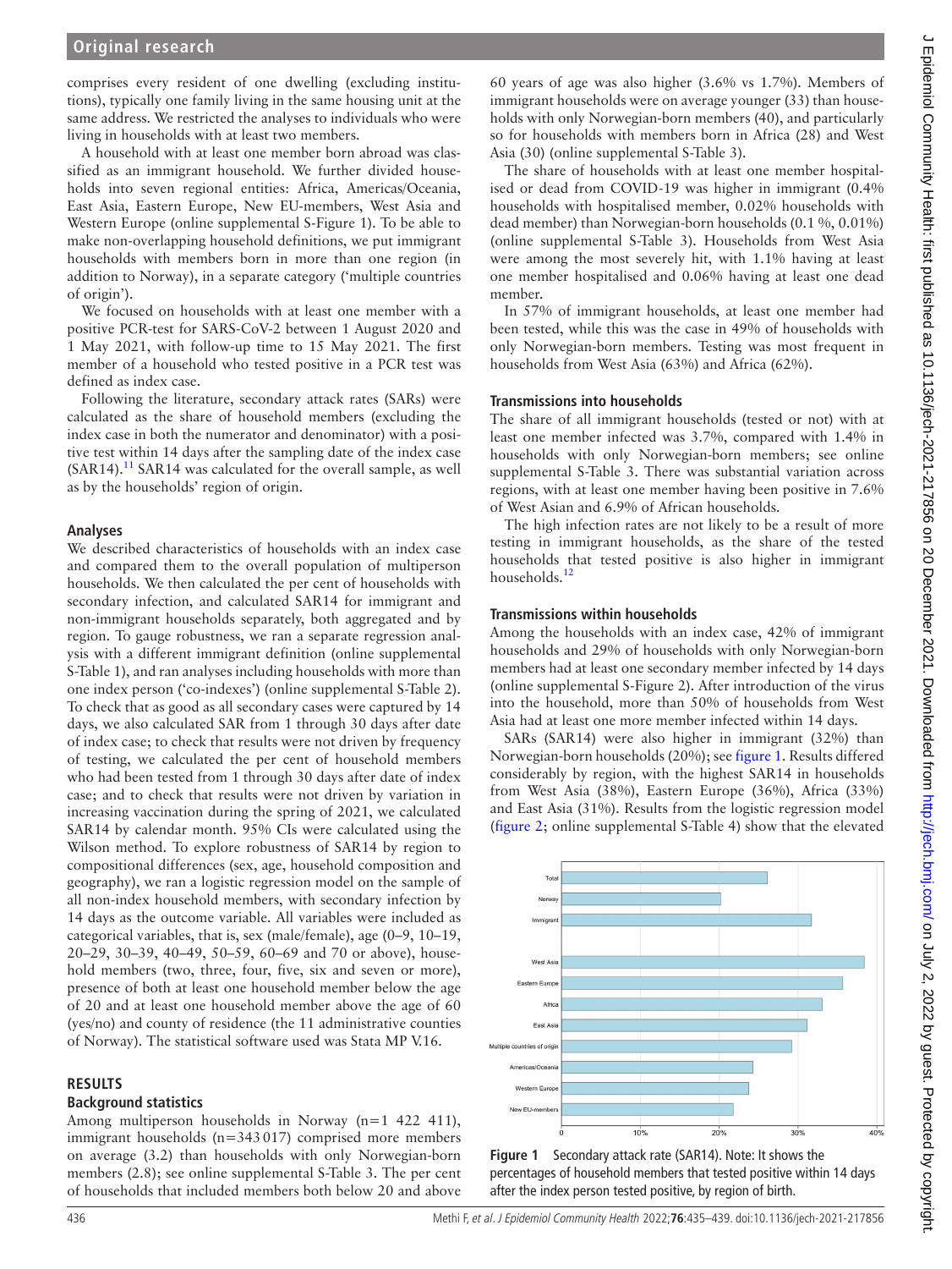comprises every resident of one dwelling (excluding institutions), typically one family living in the same housing unit at the same address. We restricted the analyses to individuals who were living in households with at least two members.

A household with at least one member born abroad was classified as an immigrant household. We further divided households into seven regional entities: Africa, Americas/Oceania, East Asia, Eastern Europe, New EU-members, West Asia and Western Europe (online supplemental S-Figure 1). To be able to make non-overlapping household definitions, we put immigrant households with members born in more than one region (in addition to Norway), in a separate category ('multiple countries of origin').

We focused on households with at least one member with a positive PCR-test for SARS-CoV-2 between 1 August 2020 and 1 May 2021, with follow-up time to 15 May 2021. The first member of a household who tested positive in a PCR test was defined as index case.

Following the literature, secondary attack rates (SARs) were calculated as the share of household members (excluding the index case in both the numerator and denominator) with a positive test within 14 days after the sampling date of the index case (SAR14).[11] SAR14 was calculated for the overall sample, as well as by the households' region of origin.

### Analyses

We described characteristics of households with an index case and compared them to the overall population of multiperson households. We then calculated the per cent of households with secondary infection, and calculated SAR14 for immigrant and non-immigrant households separately, both aggregated and by region. To gauge robustness, we ran a separate regression analysis with a different immigrant definition (online supplemental S-Table 1), and ran analyses including households with more than one index person ('co-indexes') (online supplemental S-Table 2). To check that as good as all secondary cases were captured by 14 days, we also calculated SAR from 1 through 30 days after date of index case; to check that results were not driven by frequency of testing, we calculated the per cent of household members who had been tested from 1 through 30 days after date of index case; and to check that results were not driven by variation in increasing vaccination during the spring of 2021, we calculated SAR14 by calendar month. 95% CIs were calculated using the Wilson method. To explore robustness of SAR14 by region to compositional differences (sex, age, household composition and geography), we ran a logistic regression model on the sample of all non-index household members, with secondary infection by 14 days as the outcome variable. All variables were included as categorical variables, that is, sex (male/female), age (0–9, 10–19, 20–29, 30–39, 40–49, 50–59, 60–69 and 70 or above), household members (two, three, four, five, six and seven or more), presence of both at least one household member below the age of 20 and at least one household member above the age of 60 (yes/no) and county of residence (the 11 administrative counties of Norway). The statistical software used was Stata MP V.16.

## RESULTS

### Background statistics

Among multiperson households in Norway (n=1 422 411), immigrant households (n=343 017) comprised more members on average (3.2) than households with only Norwegian-born members (2.8); see online supplemental S-Table 3. The per cent of households that included members both below 20 and above 60 years of age was also higher (3.6% vs 1.7%). Members of immigrant households were on average younger (33) than households with only Norwegian-born members (40), and particularly so for households with members born in Africa (28) and West Asia (30) (online supplemental S-Table 3).

The share of households with at least one member hospitalised or dead from COVID-19 was higher in immigrant (0.4% households with hospitalised member, 0.02% households with dead member) than Norwegian-born households (0.1 %, 0.01%) (online supplemental S-Table 3). Households from West Asia were among the most severely hit, with 1.1% having at least one member hospitalised and 0.06% having at least one dead member.

In 57% of immigrant households, at least one member had been tested, while this was the case in 49% of households with only Norwegian-born members. Testing was most frequent in households from West Asia (63%) and Africa (62%).

### Transmissions into households

The share of all immigrant households (tested or not) with at least one member infected was 3.7%, compared with 1.4% in households with only Norwegian-born members; see online supplemental S-Table 3. There was substantial variation across regions, with at least one member having been positive in 7.6% of West Asian and 6.9% of African households.

The high infection rates are not likely to be a result of more testing in immigrant households, as the share of the tested households that tested positive is also higher in immigrant households.[12]

### Transmissions within households

Among the households with an index case, 42% of immigrant households and 29% of households with only Norwegian-born members had at least one secondary member infected by 14 days (online supplemental S-Figure 2). After introduction of the virus into the household, more than 50% of households from West Asia had at least one more member infected within 14 days.

SARs (SAR14) were also higher in immigrant (32%) than Norwegian-born households (20%); see figure 1. Results differed considerably by region, with the highest SAR14 in households from West Asia (38%), Eastern Europe (36%), Africa (33%) and East Asia (31%). Results from the logistic regression model (figure 2; online supplemental S-Table 4) show that the elevated

Total
Norway
Immigrant
West Asia
Eastern Europe
Africa
East Asia
Multiple countries of origin
Americas/Oceania
Western Europe
New EU-members
0
10%
20%
30%
40%

**Figure 1** Secondary attack rate (SAR14). Note: It shows the percentages of household members that tested positive within 14 days after the index person tested positive, by region of birth.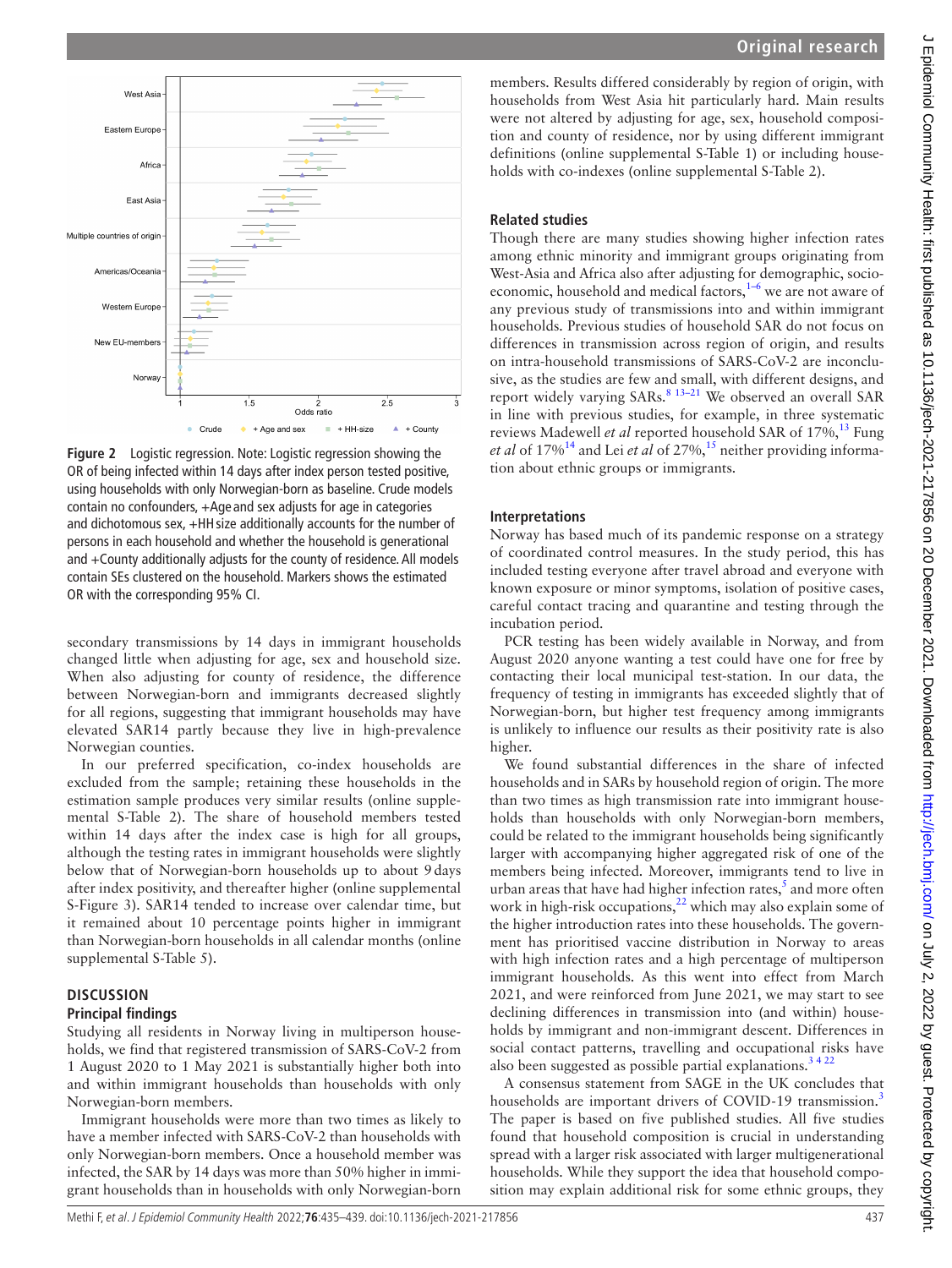West Asia
Eastern Europe
Africa
East Asia
Multiple countries of origin
Americas/Oceania
Western Europe
New EU-members
Norway
1
1.5
2
2.5
3
Odds ratio
Crude
+ Age and sex
+ HH-size
+ County

**Figure 2** Logistic regression. Note: Logistic regression showing the OR of being infected within 14 days after index person tested positive, using households with only Norwegian-born as baseline. Crude models contain no confounders, +Age and sex adjusts for age in categories and dichotomous sex, +HH size additionally accounts for the number of persons in each household and whether the household is generational and +County additionally adjusts for the county of residence. All models contain SEs clustered on the household. Markers shows the estimated OR with the corresponding 95% CI.

secondary transmissions by 14 days in immigrant households changed little when adjusting for age, sex and household size. When also adjusting for county of residence, the difference between Norwegian-born and immigrants decreased slightly for all regions, suggesting that immigrant households may have elevated SAR14 partly because they live in high-prevalence Norwegian counties.

In our preferred specification, co-index households are excluded from the sample; retaining these households in the estimation sample produces very similar results (online supplemental S-Table 2). The share of household members tested within 14 days after the index case is high for all groups, although the testing rates in immigrant households were slightly below that of Norwegian-born households up to about 9 days after index positivity, and thereafter higher (online supplemental S-Figure 3). SAR14 tended to increase over calendar time, but it remained about 10 percentage points higher in immigrant than Norwegian-born households in all calendar months (online supplemental S-Table 5).

## DISCUSSION

### Principal findings

Studying all residents in Norway living in multiperson households, we find that registered transmission of SARS-CoV-2 from 1 August 2020 to 1 May 2021 is substantially higher both into and within immigrant households than households with only Norwegian-born members.

Immigrant households were more than two times as likely to have a member infected with SARS-CoV-2 than households with only Norwegian-born members. Once a household member was infected, the SAR by 14 days was more than 50% higher in immigrant households than in households with only Norwegian-born members. Results differed considerably by region of origin, with households from West Asia hit particularly hard. Main results were not altered by adjusting for age, sex, household composition and county of residence, nor by using different immigrant definitions (online supplemental S-Table 1) or including households with co-indexes (online supplemental S-Table 2).

### Related studies

Though there are many studies showing higher infection rates among ethnic minority and immigrant groups originating from West-Asia and Africa also after adjusting for demographic, socioeconomic, household and medical factors,[1–6] we are not aware of any previous study of transmissions into and within immigrant households. Previous studies of household SAR do not focus on differences in transmission across region of origin, and results on intra-household transmissions of SARS-CoV-2 are inconclusive, as the studies are few and small, with different designs, and report widely varying SARs.[8 13–21] We observed an overall SAR in line with previous studies, for example, in three systematic reviews Madewell *et al* reported household SAR of 17%,[13] Fung *et al* of 17%[14] and Lei *et al* of 27%,[15] neither providing information about ethnic groups or immigrants.

### Interpretations

Norway has based much of its pandemic response on a strategy of coordinated control measures. In the study period, this has included testing everyone after travel abroad and everyone with known exposure or minor symptoms, isolation of positive cases, careful contact tracing and quarantine and testing through the incubation period.

PCR testing has been widely available in Norway, and from August 2020 anyone wanting a test could have one for free by contacting their local municipal test-station. In our data, the frequency of testing in immigrants has exceeded slightly that of Norwegian-born, but higher test frequency among immigrants is unlikely to influence our results as their positivity rate is also higher.

We found substantial differences in the share of infected households and in SARs by household region of origin. The more than two times as high transmission rate into immigrant households than households with only Norwegian-born members, could be related to the immigrant households being significantly larger with accompanying higher aggregated risk of one of the members being infected. Moreover, immigrants tend to live in urban areas that have had higher infection rates,[5] and more often work in high-risk occupations,[22] which may also explain some of the higher introduction rates into these households. The government has prioritised vaccine distribution in Norway to areas with high infection rates and a high percentage of multiperson immigrant households. As this went into effect from March 2021, and were reinforced from June 2021, we may start to see declining differences in transmission into (and within) households by immigrant and non-immigrant descent. Differences in social contact patterns, travelling and occupational risks have also been suggested as possible partial explanations.[3 4 22]

A consensus statement from SAGE in the UK concludes that households are important drivers of COVID-19 transmission.[3] The paper is based on five published studies. All five studies found that household composition is crucial in understanding spread with a larger risk associated with larger multigenerational households. While they support the idea that household composition may explain additional risk for some ethnic groups, they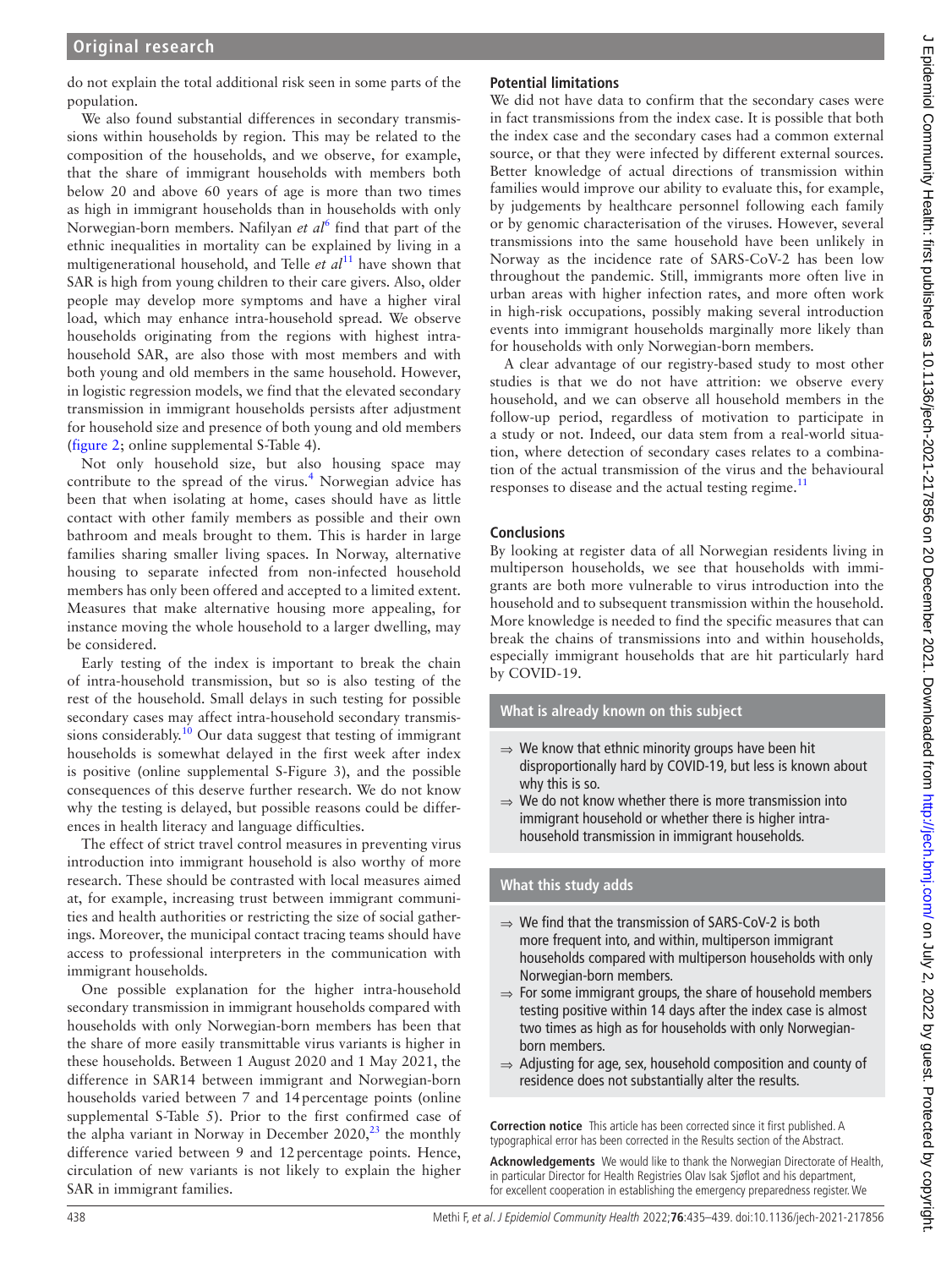do not explain the total additional risk seen in some parts of the population.

We also found substantial differences in secondary transmissions within households by region. This may be related to the composition of the households, and we observe, for example, that the share of immigrant households with members both below 20 and above 60 years of age is more than two times as high in immigrant households than in households with only Norwegian-born members. Nafilyan *et al*[6] find that part of the ethnic inequalities in mortality can be explained by living in a multigenerational household, and Telle *et al*[11] have shown that SAR is high from young children to their care givers. Also, older people may develop more symptoms and have a higher viral load, which may enhance intra-household spread. We observe households originating from the regions with highest intra-household SAR, are also those with most members and with both young and old members in the same household. However, in logistic regression models, we find that the elevated secondary transmission in immigrant households persists after adjustment for household size and presence of both young and old members (figure 2; online supplemental S-Table 4).

Not only household size, but also housing space may contribute to the spread of the virus.[4] Norwegian advice has been that when isolating at home, cases should have as little contact with other family members as possible and their own bathroom and meals brought to them. This is harder in large families sharing smaller living spaces. In Norway, alternative housing to separate infected from non-infected household members has only been offered and accepted to a limited extent. Measures that make alternative housing more appealing, for instance moving the whole household to a larger dwelling, may be considered.

Early testing of the index is important to break the chain of intra-household transmission, but so is also testing of the rest of the household. Small delays in such testing for possible secondary cases may affect intra-household secondary transmissions considerably.[10] Our data suggest that testing of immigrant households is somewhat delayed in the first week after index is positive (online supplemental S-Figure 3), and the possible consequences of this deserve further research. We do not know why the testing is delayed, but possible reasons could be differences in health literacy and language difficulties.

The effect of strict travel control measures in preventing virus introduction into immigrant household is also worthy of more research. These should be contrasted with local measures aimed at, for example, increasing trust between immigrant communities and health authorities or restricting the size of social gatherings. Moreover, the municipal contact tracing teams should have access to professional interpreters in the communication with immigrant households.

One possible explanation for the higher intra-household secondary transmission in immigrant households compared with households with only Norwegian-born members has been that the share of more easily transmittable virus variants is higher in these households. Between 1 August 2020 and 1 May 2021, the difference in SAR14 between immigrant and Norwegian-born households varied between 7 and 14 percentage points (online supplemental S-Table 5). Prior to the first confirmed case of the alpha variant in Norway in December 2020,[23] the monthly difference varied between 9 and 12 percentage points. Hence, circulation of new variants is not likely to explain the higher SAR in immigrant families.

## Potential limitations

We did not have data to confirm that the secondary cases were in fact transmissions from the index case. It is possible that both the index case and the secondary cases had a common external source, or that they were infected by different external sources. Better knowledge of actual directions of transmission within families would improve our ability to evaluate this, for example, by judgements by healthcare personnel following each family or by genomic characterisation of the viruses. However, several transmissions into the same household have been unlikely in Norway as the incidence rate of SARS-CoV-2 has been low throughout the pandemic. Still, immigrants more often live in urban areas with higher infection rates, and more often work in high-risk occupations, possibly making several introduction events into immigrant households marginally more likely than for households with only Norwegian-born members.

A clear advantage of our registry-based study to most other studies is that we do not have attrition: we observe every household, and we can observe all household members in the follow-up period, regardless of motivation to participate in a study or not. Indeed, our data stem from a real-world situation, where detection of secondary cases relates to a combination of the actual transmission of the virus and the behavioural responses to disease and the actual testing regime.[11]

## Conclusions

By looking at register data of all Norwegian residents living in multiperson households, we see that households with immigrants are both more vulnerable to virus introduction into the household and to subsequent transmission within the household. More knowledge is needed to find the specific measures that can break the chains of transmissions into and within households, especially immigrant households that are hit particularly hard by COVID-19.

### What is already known on this subject

- ⇒ We know that ethnic minority groups have been hit disproportionally hard by COVID-19, but less is known about why this is so.
- ⇒ We do not know whether there is more transmission into immigrant household or whether there is higher intra-household transmission in immigrant households.

### What this study adds

- ⇒ We find that the transmission of SARS-CoV-2 is both more frequent into, and within, multiperson immigrant households compared with multiperson households with only Norwegian-born members.
- ⇒ For some immigrant groups, the share of household members testing positive within 14 days after the index case is almost two times as high as for households with only Norwegian-born members.
- ⇒ Adjusting for age, sex, household composition and county of residence does not substantially alter the results.

**Correction notice** This article has been corrected since it first published. A typographical error has been corrected in the Results section of the Abstract.

**Acknowledgements** We would like to thank the Norwegian Directorate of Health, in particular Director for Health Registries Olav Isak Sjøflot and his department, for excellent cooperation in establishing the emergency preparedness register. We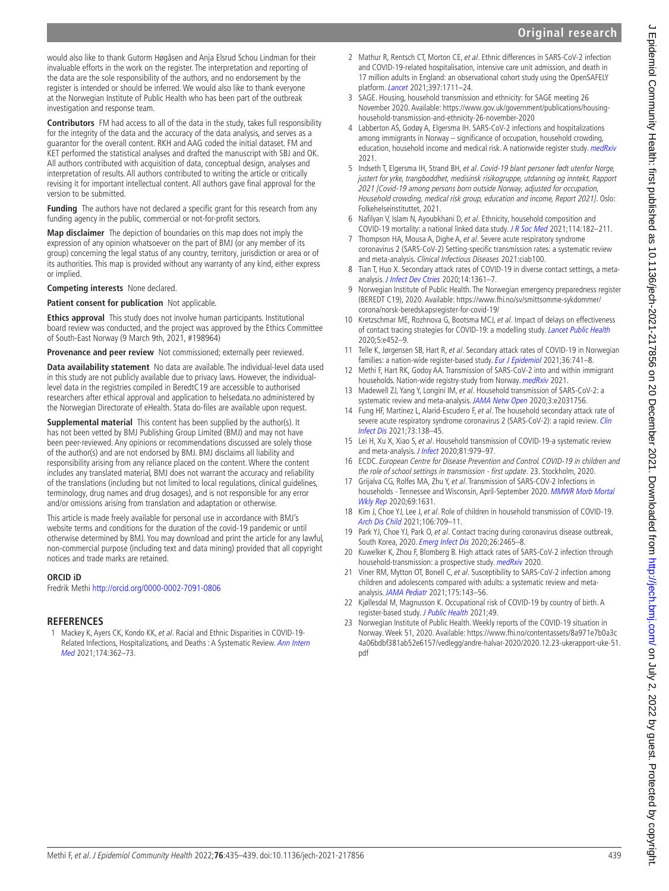would also like to thank Gutorm Høgåsen and Anja Elsrud Schou Lindman for their invaluable efforts in the work on the register. The interpretation and reporting of the data are the sole responsibility of the authors, and no endorsement by the register is intended or should be inferred. We would also like to thank everyone at the Norwegian Institute of Public Health who has been part of the outbreak investigation and response team.

**Contributors** FM had access to all of the data in the study, takes full responsibility for the integrity of the data and the accuracy of the data analysis, and serves as a guarantor for the overall content. RKH and AAG coded the initial dataset. FM and KET performed the statistical analyses and drafted the manuscript with SBJ and OK. All authors contributed with acquisition of data, conceptual design, analyses and interpretation of results. All authors contributed to writing the article or critically revising it for important intellectual content. All authors gave final approval for the version to be submitted.

**Funding** The authors have not declared a specific grant for this research from any funding agency in the public, commercial or not-for-profit sectors.

**Map disclaimer** The depiction of boundaries on this map does not imply the expression of any opinion whatsoever on the part of BMJ (or any member of its group) concerning the legal status of any country, territory, jurisdiction or area or of its authorities. This map is provided without any warranty of any kind, either express or implied.

**Competing interests** None declared.

**Patient consent for publication** Not applicable.

**Ethics approval** This study does not involve human participants. Institutional board review was conducted, and the project was approved by the Ethics Committee of South-East Norway (9 March 9th, 2021, #198964)

**Provenance and peer review** Not commissioned; externally peer reviewed.

**Data availability statement** No data are available. The individual-level data used in this study are not publicly available due to privacy laws. However, the individual-level data in the registries compiled in BeredtC19 are accessible to authorised researchers after ethical approval and application to helsedata.no administered by the Norwegian Directorate of eHealth. Stata do-files are available upon request.

**Supplemental material** This content has been supplied by the author(s). It has not been vetted by BMJ Publishing Group Limited (BMJ) and may not have been peer-reviewed. Any opinions or recommendations discussed are solely those of the author(s) and are not endorsed by BMJ. BMJ disclaims all liability and responsibility arising from any reliance placed on the content. Where the content includes any translated material, BMJ does not warrant the accuracy and reliability of the translations (including but not limited to local regulations, clinical guidelines, terminology, drug names and drug dosages), and is not responsible for any error and/or omissions arising from translation and adaptation or otherwise.

This article is made freely available for personal use in accordance with BMJ's website terms and conditions for the duration of the covid-19 pandemic or until otherwise determined by BMJ. You may download and print the article for any lawful, non-commercial purpose (including text and data mining) provided that all copyright notices and trade marks are retained.

**ORCID iD**

Fredrik Methi http://orcid.org/0000-0002-7091-0806

## REFERENCES

1. Mackey K, Ayers CK, Kondo KK, *et al*. Racial and Ethnic Disparities in COVID-19-Related Infections, Hospitalizations, and Deaths : A Systematic Review. *Ann Intern Med* 2021;174:362–73.
2. Mathur R, Rentsch CT, Morton CE, *et al*. Ethnic differences in SARS-CoV-2 infection and COVID-19-related hospitalisation, intensive care unit admission, and death in 17 million adults in England: an observational cohort study using the OpenSAFELY platform. *Lancet* 2021;397:1711–24.
3. SAGE. Housing, household transmission and ethnicity: for SAGE meeting 26 November 2020. Available: https://www.gov.uk/government/publications/housing-household-transmission-and-ethnicity-26-november-2020
4. Labberton AS, Godøy A, Elgersma IH. SARS-CoV-2 infections and hospitalizations among immigrants in Norway – significance of occupation, household crowding, education, household income and medical risk. A nationwide register study. *medRxiv* 2021.
5. Indseth T, Elgersma IH, Strand BH, *et al*. *Covid-19 blant personer født utenfor Norge, justert for yrke, trangboddhet, medisinsk risikogruppe, utdanning og inntekt, Rapport 2021 [Covid-19 among persons born outside Norway, adjusted for occupation, Household crowding, medical risk group, education and income, Report 2021]*. Oslo: Folkehelseinstituttet, 2021.
6. Nafilyan V, Islam N, Ayoubkhani D, *et al*. Ethnicity, household composition and COVID-19 mortality: a national linked data study. *J R Soc Med* 2021;114:182–211.
7. Thompson HA, Mousa A, Dighe A, *et al*. Severe acute respiratory syndrome coronavirus 2 (SARS-CoV-2) Setting-specific transmission rates: a systematic review and meta-analysis. *Clinical Infectious Diseases* 2021:ciab100.
8. Tian T, Huo X. Secondary attack rates of COVID-19 in diverse contact settings, a meta-analysis. *J Infect Dev Ctries* 2020;14:1361–7.
9. Norwegian Institute of Public Health. The Norwegian emergency preparedness register (BEREDT C19), 2020. Available: https://www.fhi.no/sv/smittsomme-sykdommer/corona/norsk-beredskapsregister-for-covid-19/
10. Kretzschmar ME, Rozhnova G, Bootsma MCJ, *et al*. Impact of delays on effectiveness of contact tracing strategies for COVID-19: a modelling study. *Lancet Public Health* 2020;5:e452–9.
11. Telle K, Jørgensen SB, Hart R, *et al*. Secondary attack rates of COVID-19 in Norwegian families: a nation-wide register-based study. *Eur J Epidemiol* 2021;36:741–8.
12. Methi F, Hart RK, Godoy AA. Transmission of SARS-CoV-2 into and within immigrant households. Nation-wide registry-study from Norway. *medRxiv* 2021.
13. Madewell ZJ, Yang Y, Longini IM, *et al*. Household transmission of SARS-CoV-2: a systematic review and meta-analysis. *JAMA Netw Open* 2020;3:e2031756.
14. Fung HF, Martinez L, Alarid-Escudero F, *et al*. The household secondary attack rate of severe acute respiratory syndrome coronavirus 2 (SARS-CoV-2): a rapid review. *Clin Infect Dis* 2021;73:138–45.
15. Lei H, Xu X, Xiao S, *et al*. Household transmission of COVID-19-a systematic review and meta-analysis. *J Infect* 2020;81:979–97.
16. ECDC. *European Centre for Disease Prevention and Control. COVID-19 in children and the role of school settings in transmission - first update*. 23. Stockholm, 2020.
17. Grijalva CG, Rolfes MA, Zhu Y, *et al*. Transmission of SARS-COV-2 Infections in households - Tennessee and Wisconsin, April-September 2020. *MMWR Morb Mortal Wkly Rep* 2020;69:1631.
18. Kim J, Choe YJ, Lee J, *et al*. Role of children in household transmission of COVID-19. *Arch Dis Child* 2021;106:709–11.
19. Park YJ, Choe YJ, Park O, *et al*. Contact tracing during coronavirus disease outbreak, South Korea, 2020. *Emerg Infect Dis* 2020;26:2465–8.
20. Kuwelker K, Zhou F, Blomberg B. High attack rates of SARS-CoV-2 infection through household-transmission: a prospective study. *medRxiv* 2020.
21. Viner RM, Mytton OT, Bonell C, *et al*. Susceptibility to SARS-CoV-2 infection among children and adolescents compared with adults: a systematic review and meta-analysis. *JAMA Pediatr* 2021;175:143–56.
22. Kjøllesdal M, Magnusson K. Occupational risk of COVID-19 by country of birth. A register-based study. *J Public Health* 2021;49.
23. Norwegian Institute of Public Health. Weekly reports of the COVID-19 situation in Norway. Week 51, 2020. Available: https://www.fhi.no/contentassets/8a971e7b0a3c4a06bdbf381ab52e6157/vedlegg/andre-halvar-2020/2020.12.23-ukerapport-uke-51.pdf